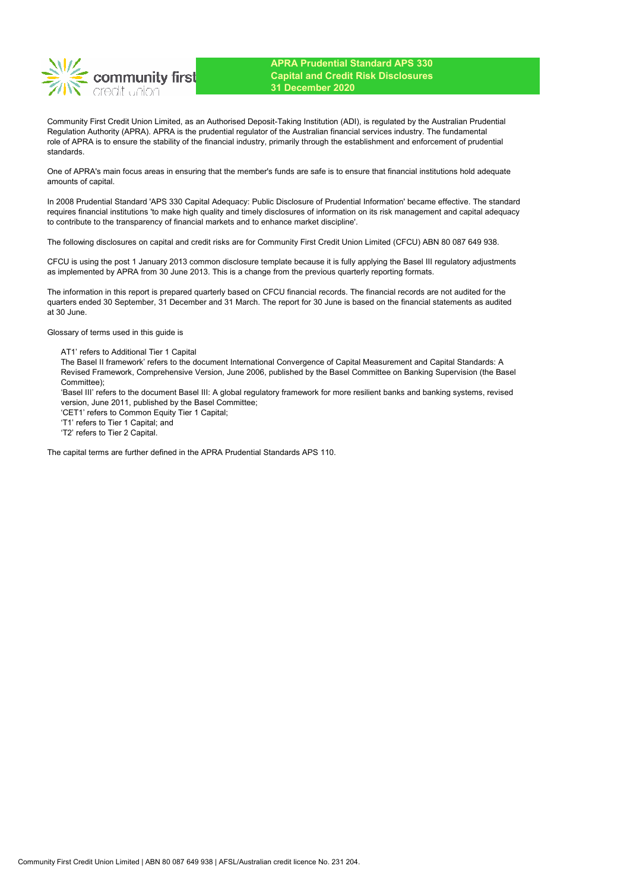# APRA Prudential Standard APS 330
# Capital and Credit Risk Disclosures
# 31 December 2020

Community First Credit Union Limited, as an Authorised Deposit-Taking Institution (ADI), is regulated by the Australian Prudential Regulation Authority (APRA). APRA is the prudential regulator of the Australian financial services industry. The fundamental role of APRA is to ensure the stability of the financial industry, primarily through the establishment and enforcement of prudential standards.

One of APRA's main focus areas in ensuring that the member's funds are safe is to ensure that financial institutions hold adequate amounts of capital.

In 2008 Prudential Standard 'APS 330 Capital Adequacy: Public Disclosure of Prudential Information' became effective. The standard requires financial institutions 'to make high quality and timely disclosures of information on its risk management and capital adequacy to contribute to the transparency of financial markets and to enhance market discipline'.

The following disclosures on capital and credit risks are for Community First Credit Union Limited (CFCU) ABN 80 087 649 938.

CFCU is using the post 1 January 2013 common disclosure template because it is fully applying the Basel III regulatory adjustments as implemented by APRA from 30 June 2013. This is a change from the previous quarterly reporting formats.

The information in this report is prepared quarterly based on CFCU financial records. The financial records are not audited for the quarters ended 30 September, 31 December and 31 March. The report for 30 June is based on the financial statements as audited at 30 June.

Glossary of terms used in this guide is

AT1' refers to Additional Tier 1 Capital
The Basel II framework' refers to the document International Convergence of Capital Measurement and Capital Standards: A Revised Framework, Comprehensive Version, June 2006, published by the Basel Committee on Banking Supervision (the Basel Committee);
'Basel III' refers to the document Basel III: A global regulatory framework for more resilient banks and banking systems, revised version, June 2011, published by the Basel Committee;
'CET1' refers to Common Equity Tier 1 Capital;
'T1' refers to Tier 1 Capital; and
'T2' refers to Tier 2 Capital.

The capital terms are further defined in the APRA Prudential Standards APS 110.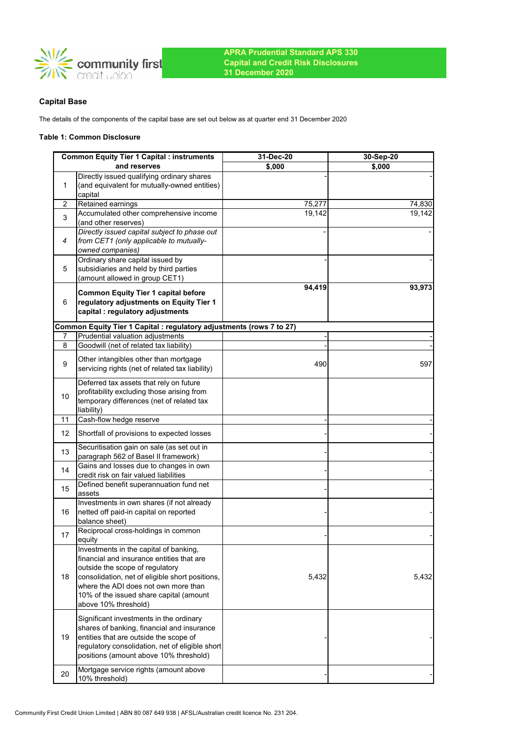APRA Prudential Standard APS 330
Capital and Credit Risk Disclosures
31 December 2020

## Capital Base

The details of the components of the capital base are set out below as at quarter end 31 December 2020

### Table 1: Common Disclosure

| | Common Equity Tier 1 Capital : instruments and reserves | 31-Dec-20 | 30-Sep-20 |
|---|---|---|---|
| | | $,000 | $,000 |
| 1 | Directly issued qualifying ordinary shares (and equivalent for mutually-owned entities) capital | - | - |
| 2 | Retained earnings | 75,277 | 74,830 |
| 3 | Accumulated other comprehensive income (and other reserves) | 19,142 | 19,142 |
| *4* | *Directly issued capital subject to phase out from CET1 (only applicable to mutually-owned companies)* | - | - |
| 5 | Ordinary share capital issued by subsidiaries and held by third parties (amount allowed in group CET1) | - | - |
| 6 | **Common Equity Tier 1 capital before regulatory adjustments on Equity Tier 1 capital : regulatory adjustments** | **94,419** | **93,973** |
| **Common Equity Tier 1 Capital : regulatory adjustments (rows 7 to 27)** | | | |
| 7 | Prudential valuation adjustments | - | - |
| 8 | Goodwill (net of related tax liability) | - | - |
| 9 | Other intangibles other than mortgage servicing rights (net of related tax liability) | 490 | 597 |
| 10 | Deferred tax assets that rely on future profitability excluding those arising from temporary differences (net of related tax liability) | | |
| 11 | Cash-flow hedge reserve | - | - |
| 12 | Shortfall of provisions to expected losses | - | - |
| 13 | Securitisation gain on sale (as set out in paragraph 562 of Basel II framework) | - | - |
| 14 | Gains and losses due to changes in own credit risk on fair valued liabilities | - | - |
| 15 | Defined benefit superannuation fund net assets | - | - |
| 16 | Investments in own shares (if not already netted off paid-in capital on reported balance sheet) | - | - |
| 17 | Reciprocal cross-holdings in common equity | - | - |
| 18 | Investments in the capital of banking, financial and insurance entities that are outside the scope of regulatory consolidation, net of eligible short positions, where the ADI does not own more than 10% of the issued share capital (amount above 10% threshold) | 5,432 | 5,432 |
| 19 | Significant investments in the ordinary shares of banking, financial and insurance entities that are outside the scope of regulatory consolidation, net of eligible short positions (amount above 10% threshold) | - | - |
| 20 | Mortgage service rights (amount above 10% threshold) | - | - |

Community First Credit Union Limited | ABN 80 087 649 938 | AFSL/Australian credit licence No. 231 204.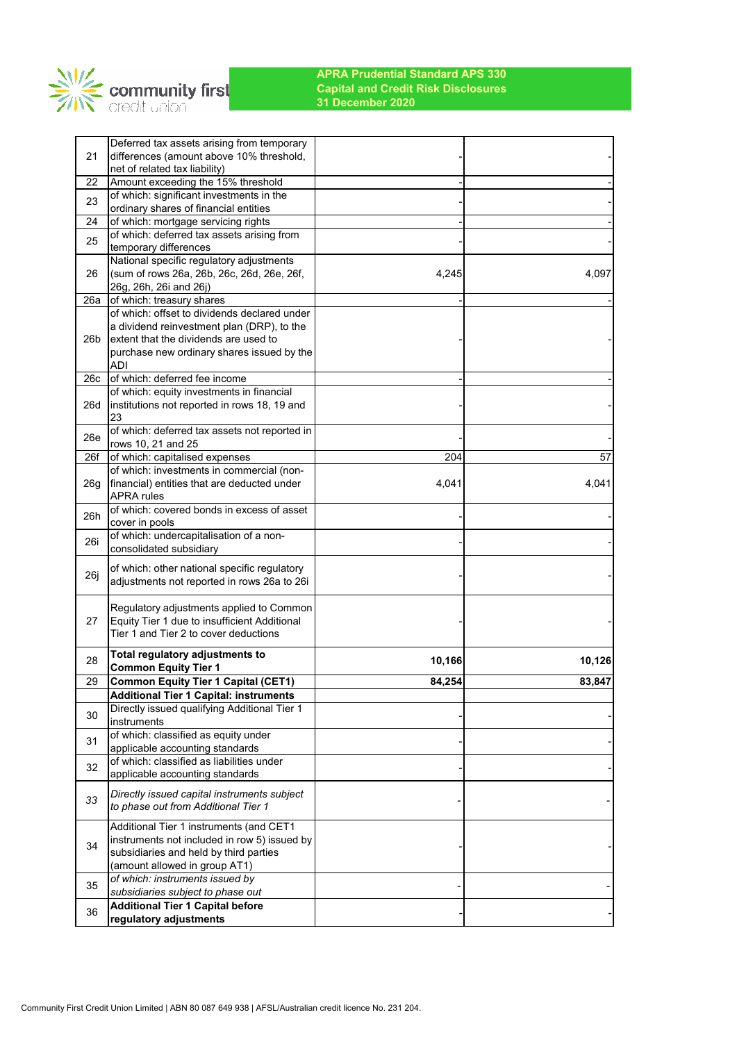| | | | |
|---|---|---|---|
| 21 | Deferred tax assets arising from temporary differences (amount above 10% threshold, net of related tax liability) | - | - |
| 22 | Amount exceeding the 15% threshold | - | - |
| 23 | of which: significant investments in the ordinary shares of financial entities | - | - |
| 24 | of which: mortgage servicing rights | - | - |
| 25 | of which: deferred tax assets arising from temporary differences | - | - |
| 26 | National specific regulatory adjustments (sum of rows 26a, 26b, 26c, 26d, 26e, 26f, 26g, 26h, 26i and 26j) | 4,245 | 4,097 |
| 26a | of which: treasury shares | - | - |
| 26b | of which: offset to dividends declared under a dividend reinvestment plan (DRP), to the extent that the dividends are used to purchase new ordinary shares issued by the ADI | - | - |
| 26c | of which: deferred fee income | - | - |
| 26d | of which: equity investments in financial institutions not reported in rows 18, 19 and 23 | - | - |
| 26e | of which: deferred tax assets not reported in rows 10, 21 and 25 | - | - |
| 26f | of which: capitalised expenses | 204 | 57 |
| 26g | of which: investments in commercial (non-financial) entities that are deducted under APRA rules | 4,041 | 4,041 |
| 26h | of which: covered bonds in excess of asset cover in pools | - | - |
| 26i | of which: undercapitalisation of a non-consolidated subsidiary | - | - |
| 26j | of which: other national specific regulatory adjustments not reported in rows 26a to 26i | - | - |
| 27 | Regulatory adjustments applied to Common Equity Tier 1 due to insufficient Additional Tier 1 and Tier 2 to cover deductions | - | - |
| 28 | **Total regulatory adjustments to Common Equity Tier 1** | **10,166** | **10,126** |
| 29 | **Common Equity Tier 1 Capital (CET1)** | **84,254** | **83,847** |
| | **Additional Tier 1 Capital: instruments** | | |
| 30 | Directly issued qualifying Additional Tier 1 instruments | - | - |
| 31 | of which: classified as equity under applicable accounting standards | - | - |
| 32 | of which: classified as liabilities under applicable accounting standards | - | - |
| *33* | *Directly issued capital instruments subject to phase out from Additional Tier 1* | - | - |
| 34 | Additional Tier 1 instruments (and CET1 instruments not included in row 5) issued by subsidiaries and held by third parties (amount allowed in group AT1) | - | - |
| *35* | *of which: instruments issued by subsidiaries subject to phase out* | - | - |
| 36 | **Additional Tier 1 Capital before regulatory adjustments** | **-** | **-** |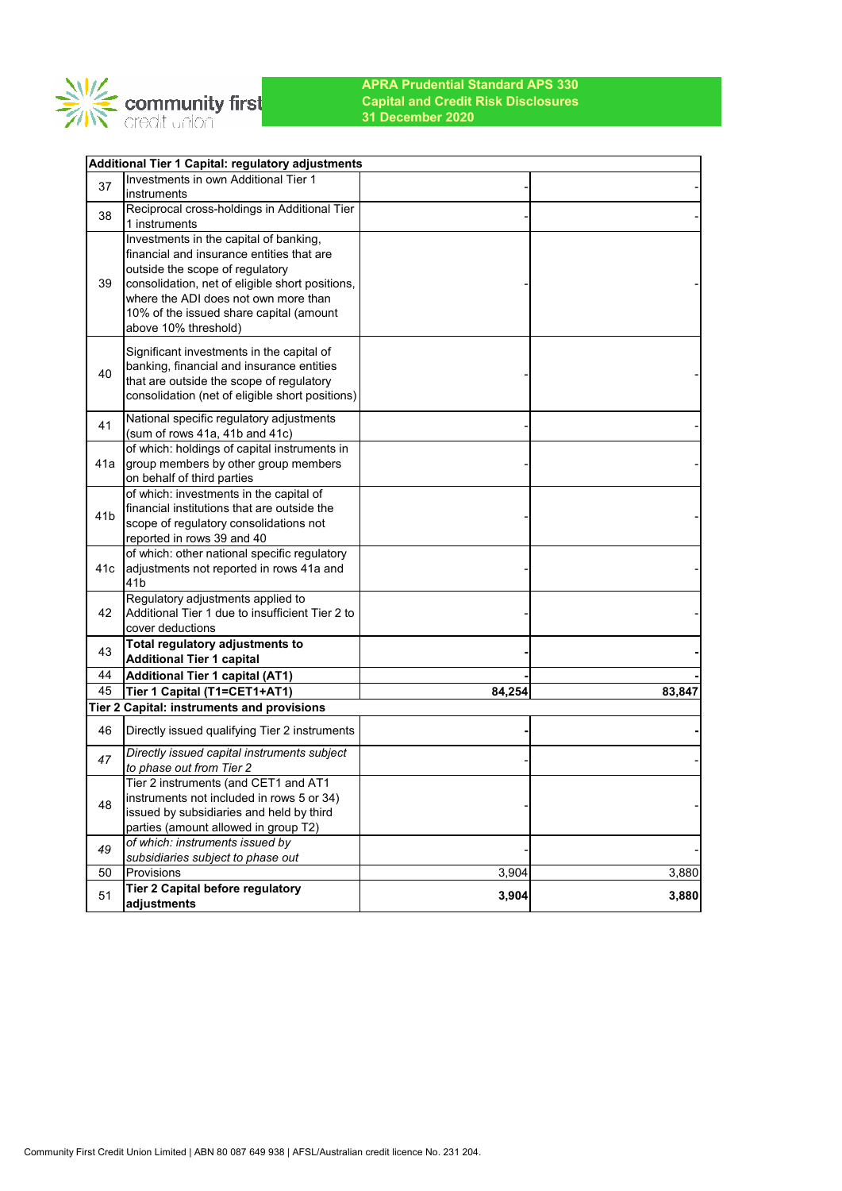**APRA Prudential Standard APS 330**
**Capital and Credit Risk Disclosures**
**31 December 2020**

| | **Additional Tier 1 Capital: regulatory adjustments** | | |
|---|---|---|---|
| 37 | Investments in own Additional Tier 1 instruments | - | - |
| 38 | Reciprocal cross-holdings in Additional Tier 1 instruments | - | - |
| 39 | Investments in the capital of banking, financial and insurance entities that are outside the scope of regulatory consolidation, net of eligible short positions, where the ADI does not own more than 10% of the issued share capital (amount above 10% threshold) | - | - |
| 40 | Significant investments in the capital of banking, financial and insurance entities that are outside the scope of regulatory consolidation (net of eligible short positions) | - | - |
| 41 | National specific regulatory adjustments (sum of rows 41a, 41b and 41c) | - | - |
| 41a | of which: holdings of capital instruments in group members by other group members on behalf of third parties | - | - |
| 41b | of which: investments in the capital of financial institutions that are outside the scope of regulatory consolidations not reported in rows 39 and 40 | - | - |
| 41c | of which: other national specific regulatory adjustments not reported in rows 41a and 41b | - | - |
| 42 | Regulatory adjustments applied to Additional Tier 1 due to insufficient Tier 2 to cover deductions | - | - |
| 43 | **Total regulatory adjustments to Additional Tier 1 capital** | **-** | **-** |
| 44 | **Additional Tier 1 capital (AT1)** | **-** | **-** |
| 45 | **Tier 1 Capital (T1=CET1+AT1)** | **84,254** | **83,847** |
| | **Tier 2 Capital: instruments and provisions** | | |
| 46 | Directly issued qualifying Tier 2 instruments | **-** | **-** |
| *47* | *Directly issued capital instruments subject to phase out from Tier 2* | - | - |
| 48 | Tier 2 instruments (and CET1 and AT1 instruments not included in rows 5 or 34) issued by subsidiaries and held by third parties (amount allowed in group T2) | - | - |
| *49* | *of which: instruments issued by subsidiaries subject to phase out* | - | - |
| 50 | Provisions | 3,904 | 3,880 |
| 51 | **Tier 2 Capital before regulatory adjustments** | **3,904** | **3,880** |

Community First Credit Union Limited | ABN 80 087 649 938 | AFSL/Australian credit licence No. 231 204.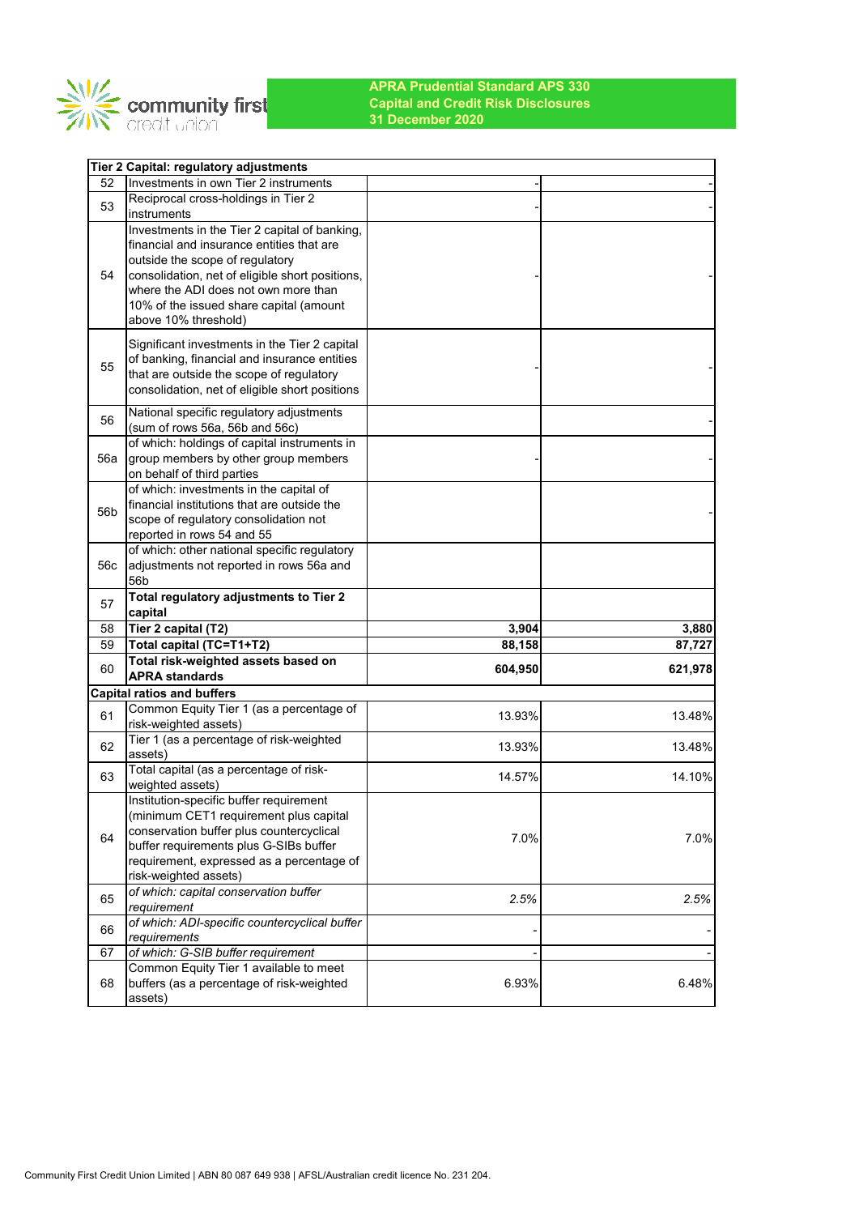**APRA Prudential Standard APS 330**
**Capital and Credit Risk Disclosures**
**31 December 2020**

| | **Tier 2 Capital: regulatory adjustments** | | |
|---|---|---|---|
| 52 | Investments in own Tier 2 instruments | - | - |
| 53 | Reciprocal cross-holdings in Tier 2 instruments | - | - |
| 54 | Investments in the Tier 2 capital of banking, financial and insurance entities that are outside the scope of regulatory consolidation, net of eligible short positions, where the ADI does not own more than 10% of the issued share capital (amount above 10% threshold) | - | - |
| 55 | Significant investments in the Tier 2 capital of banking, financial and insurance entities that are outside the scope of regulatory consolidation, net of eligible short positions | - | - |
| 56 | National specific regulatory adjustments (sum of rows 56a, 56b and 56c) | | - |
| 56a | of which: holdings of capital instruments in group members by other group members on behalf of third parties | - | - |
| 56b | of which: investments in the capital of financial institutions that are outside the scope of regulatory consolidation not reported in rows 54 and 55 | | - |
| 56c | of which: other national specific regulatory adjustments not reported in rows 56a and 56b | | |
| 57 | **Total regulatory adjustments to Tier 2 capital** | | |
| 58 | **Tier 2 capital (T2)** | **3,904** | **3,880** |
| 59 | **Total capital (TC=T1+T2)** | **88,158** | **87,727** |
| 60 | **Total risk-weighted assets based on APRA standards** | **604,950** | **621,978** |
| | **Capital ratios and buffers** | | |
| 61 | Common Equity Tier 1 (as a percentage of risk-weighted assets) | 13.93% | 13.48% |
| 62 | Tier 1 (as a percentage of risk-weighted assets) | 13.93% | 13.48% |
| 63 | Total capital (as a percentage of risk-weighted assets) | 14.57% | 14.10% |
| 64 | Institution-specific buffer requirement (minimum CET1 requirement plus capital conservation buffer plus countercyclical buffer requirements plus G-SIBs buffer requirement, expressed as a percentage of risk-weighted assets) | 7.0% | 7.0% |
| 65 | *of which: capital conservation buffer requirement* | *2.5%* | *2.5%* |
| 66 | *of which: ADI-specific countercyclical buffer requirements* | - | - |
| 67 | *of which: G-SIB buffer requirement* | - | - |
| 68 | Common Equity Tier 1 available to meet buffers (as a percentage of risk-weighted assets) | 6.93% | 6.48% |

Community First Credit Union Limited | ABN 80 087 649 938 | AFSL/Australian credit licence No. 231 204.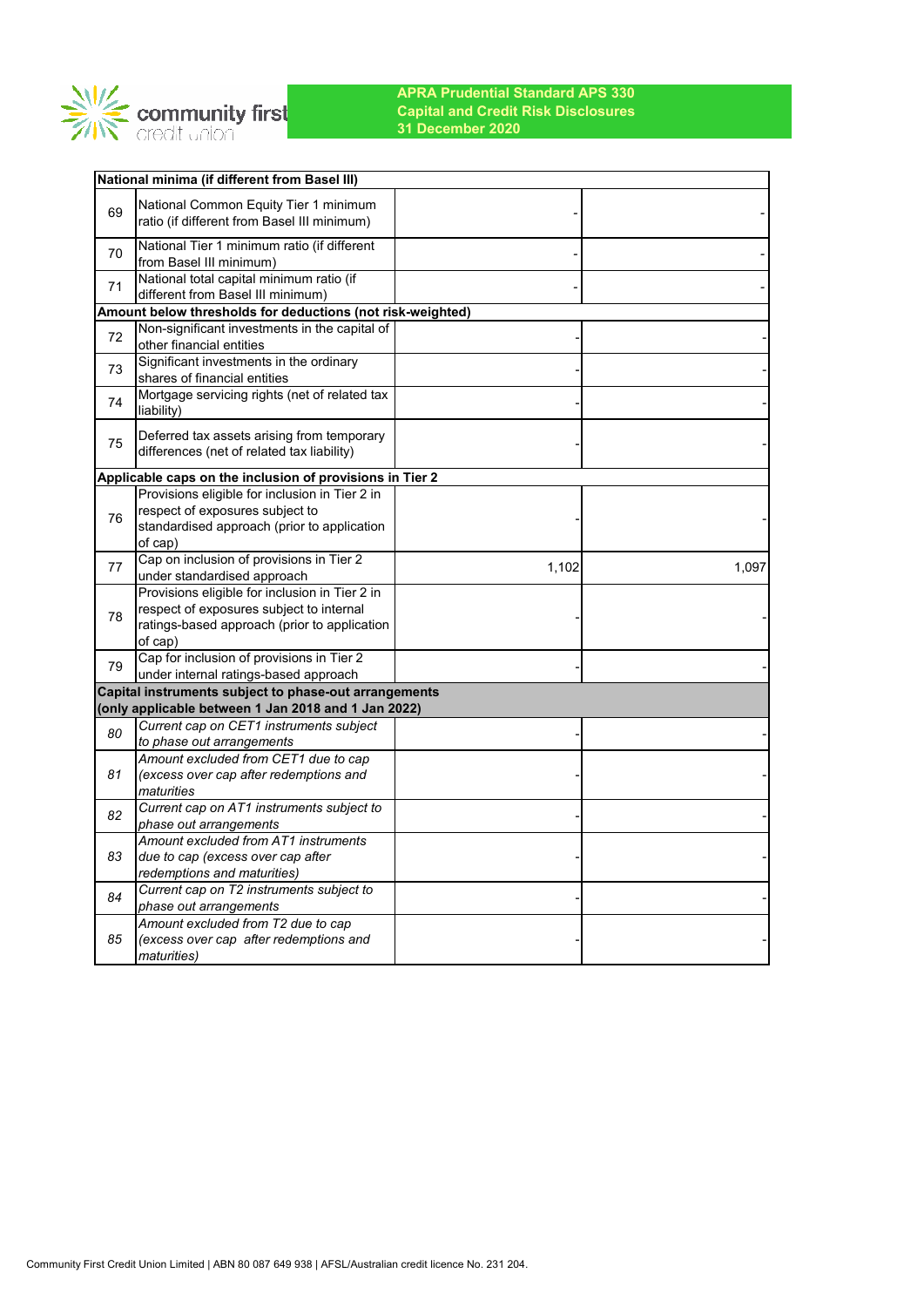APRA Prudential Standard APS 330
Capital and Credit Risk Disclosures
31 December 2020

| | | | |
|---|---|---|---|
| **National minima (if different from Basel III)** | | | |
| 69 | National Common Equity Tier 1 minimum ratio (if different from Basel III minimum) | - | - |
| 70 | National Tier 1 minimum ratio (if different from Basel III minimum) | - | - |
| 71 | National total capital minimum ratio (if different from Basel III minimum) | - | - |
| **Amount below thresholds for deductions (not risk-weighted)** | | | |
| 72 | Non-significant investments in the capital of other financial entities | - | - |
| 73 | Significant investments in the ordinary shares of financial entities | - | - |
| 74 | Mortgage servicing rights (net of related tax liability) | - | - |
| 75 | Deferred tax assets arising from temporary differences (net of related tax liability) | - | - |
| **Applicable caps on the inclusion of provisions in Tier 2** | | | |
| 76 | Provisions eligible for inclusion in Tier 2 in respect of exposures subject to standardised approach (prior to application of cap) | - | - |
| 77 | Cap on inclusion of provisions in Tier 2 under standardised approach | 1,102 | 1,097 |
| 78 | Provisions eligible for inclusion in Tier 2 in respect of exposures subject to internal ratings-based approach (prior to application of cap) | - | - |
| 79 | Cap for inclusion of provisions in Tier 2 under internal ratings-based approach | - | - |
| **Capital instruments subject to phase-out arrangements (only applicable between 1 Jan 2018 and 1 Jan 2022)** | | | |
| *80* | *Current cap on CET1 instruments subject to phase out arrangements* | - | - |
| *81* | *Amount excluded from CET1 due to cap (excess over cap after redemptions and maturities* | - | - |
| *82* | *Current cap on AT1 instruments subject to phase out arrangements* | - | - |
| *83* | *Amount excluded from AT1 instruments due to cap (excess over cap after redemptions and maturities)* | - | - |
| *84* | *Current cap on T2 instruments subject to phase out arrangements* | - | - |
| *85* | *Amount excluded from T2 due to cap (excess over cap after redemptions and maturities)* | - | - |

Community First Credit Union Limited | ABN 80 087 649 938 | AFSL/Australian credit licence No. 231 204.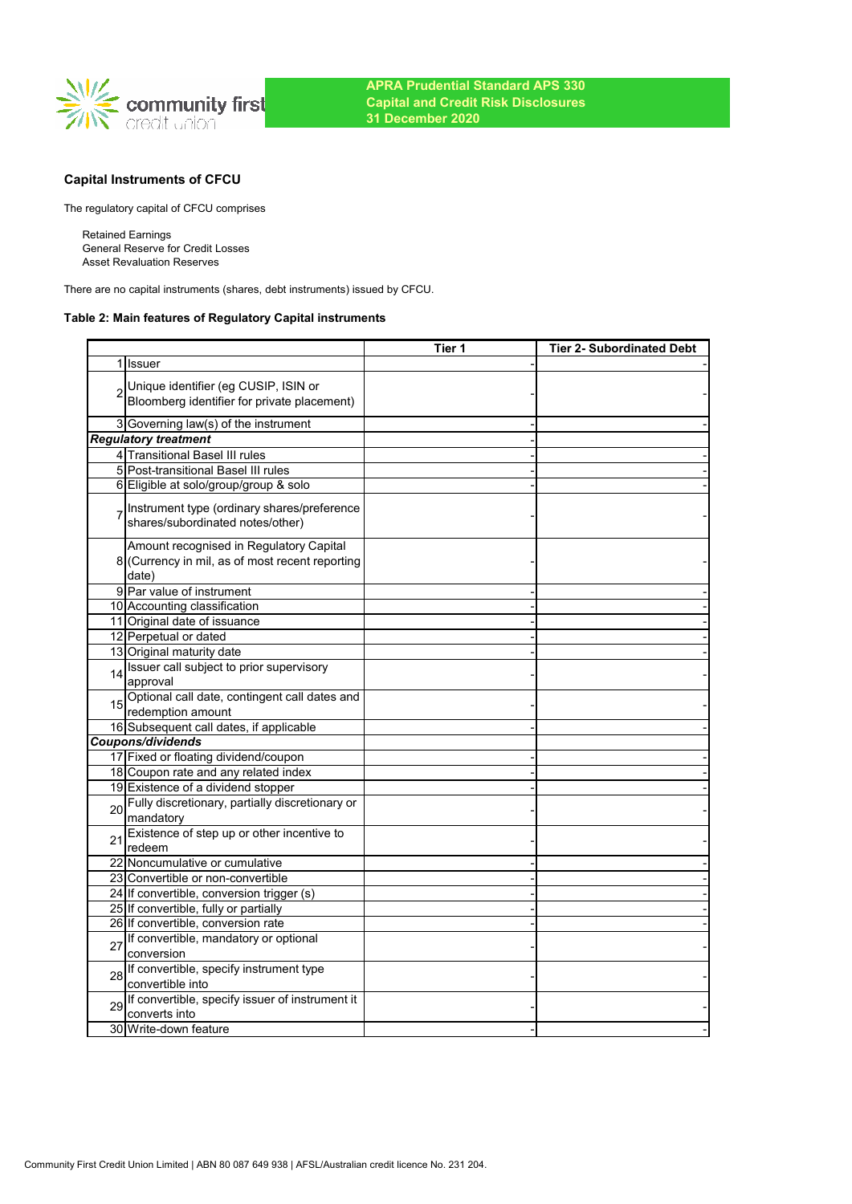**APRA Prudential Standard APS 330**
**Capital and Credit Risk Disclosures**
**31 December 2020**

### Capital Instruments of CFCU

The regulatory capital of CFCU comprises

- Retained Earnings
- General Reserve for Credit Losses
- Asset Revaluation Reserves

There are no capital instruments (shares, debt instruments) issued by CFCU.

#### Table 2: Main features of Regulatory Capital instruments

| | | Tier 1 | Tier 2- Subordinated Debt |
|---|---|---|---|
| 1 | Issuer | - | - |
| 2 | Unique identifier (eg CUSIP, ISIN or Bloomberg identifier for private placement) | - | - |
| 3 | Governing law(s) of the instrument | - | - |
| ***Regulatory treatment*** | | - | |
| 4 | Transitional Basel III rules | - | - |
| 5 | Post-transitional Basel III rules | - | - |
| 6 | Eligible at solo/group/group & solo | - | - |
| 7 | Instrument type (ordinary shares/preference shares/subordinated notes/other) | - | - |
| 8 | Amount recognised in Regulatory Capital (Currency in mil, as of most recent reporting date) | - | - |
| 9 | Par value of instrument | - | - |
| 10 | Accounting classification | - | - |
| 11 | Original date of issuance | - | - |
| 12 | Perpetual or dated | - | - |
| 13 | Original maturity date | - | - |
| 14 | Issuer call subject to prior supervisory approval | - | - |
| 15 | Optional call date, contingent call dates and redemption amount | - | - |
| 16 | Subsequent call dates, if applicable | - | - |
| ***Coupons/dividends*** | | | |
| 17 | Fixed or floating dividend/coupon | - | - |
| 18 | Coupon rate and any related index | - | - |
| 19 | Existence of a dividend stopper | - | - |
| 20 | Fully discretionary, partially discretionary or mandatory | - | - |
| 21 | Existence of step up or other incentive to redeem | - | - |
| 22 | Noncumulative or cumulative | - | - |
| 23 | Convertible or non-convertible | - | - |
| 24 | If convertible, conversion trigger (s) | - | - |
| 25 | If convertible, fully or partially | - | - |
| 26 | If convertible, conversion rate | - | - |
| 27 | If convertible, mandatory or optional conversion | - | - |
| 28 | If convertible, specify instrument type convertible into | - | - |
| 29 | If convertible, specify issuer of instrument it converts into | - | - |
| 30 | Write-down feature | - | - |

Community First Credit Union Limited | ABN 80 087 649 938 | AFSL/Australian credit licence No. 231 204.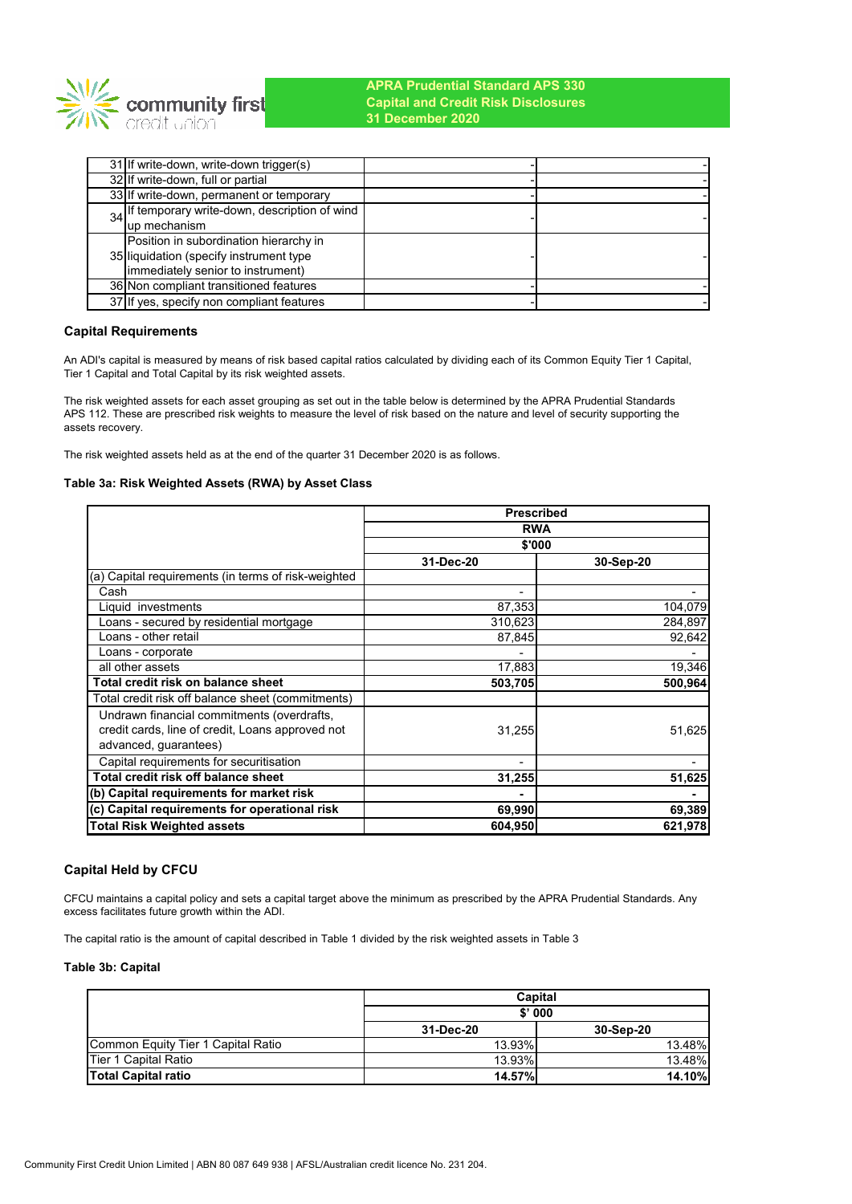| | | | |
|---|---|---|---|
| 31 | If write-down, write-down trigger(s) | - | - |
| 32 | If write-down, full or partial | - | - |
| 33 | If write-down, permanent or temporary | - | - |
| 34 | If temporary write-down, description of wind up mechanism | - | - |
| 35 | Position in subordination hierarchy in liquidation (specify instrument type immediately senior to instrument) | - | - |
| 36 | Non compliant transitioned features | - | - |
| 37 | If yes, specify non compliant features | - | - |

### Capital Requirements

An ADI's capital is measured by means of risk based capital ratios calculated by dividing each of its Common Equity Tier 1 Capital, Tier 1 Capital and Total Capital by its risk weighted assets.

The risk weighted assets for each asset grouping as set out in the table below is determined by the APRA Prudential Standards APS 112. These are prescribed risk weights to measure the level of risk based on the nature and level of security supporting the assets recovery.

The risk weighted assets held as at the end of the quarter 31 December 2020 is as follows.

#### Table 3a: Risk Weighted Assets (RWA) by Asset Class

| | Prescribed RWA $'000 | |
|---|---|---|
| | **31-Dec-20** | **30-Sep-20** |
| (a) Capital requirements (in terms of risk-weighted | | |
| Cash | - | - |
| Liquid investments | 87,353 | 104,079 |
| Loans - secured by residential mortgage | 310,623 | 284,897 |
| Loans - other retail | 87,845 | 92,642 |
| Loans - corporate | - | - |
| all other assets | 17,883 | 19,346 |
| **Total credit risk on balance sheet** | **503,705** | **500,964** |
| Total credit risk off balance sheet (commitments) | | |
| Undrawn financial commitments (overdrafts, credit cards, line of credit, Loans approved not advanced, guarantees) | 31,255 | 51,625 |
| Capital requirements for securitisation | - | - |
| **Total credit risk off balance sheet** | **31,255** | **51,625** |
| **(b) Capital requirements for market risk** | **-** | **-** |
| **(c) Capital requirements for operational risk** | **69,990** | **69,389** |
| **Total Risk Weighted assets** | **604,950** | **621,978** |

### Capital Held by CFCU

CFCU maintains a capital policy and sets a capital target above the minimum as prescribed by the APRA Prudential Standards. Any excess facilitates future growth within the ADI.

The capital ratio is the amount of capital described in Table 1 divided by the risk weighted assets in Table 3

#### Table 3b: Capital

| | Capital $' 000 | |
|---|---|---|
| | **31-Dec-20** | **30-Sep-20** |
| Common Equity Tier 1 Capital Ratio | 13.93% | 13.48% |
| Tier 1 Capital Ratio | 13.93% | 13.48% |
| **Total Capital ratio** | **14.57%** | **14.10%** |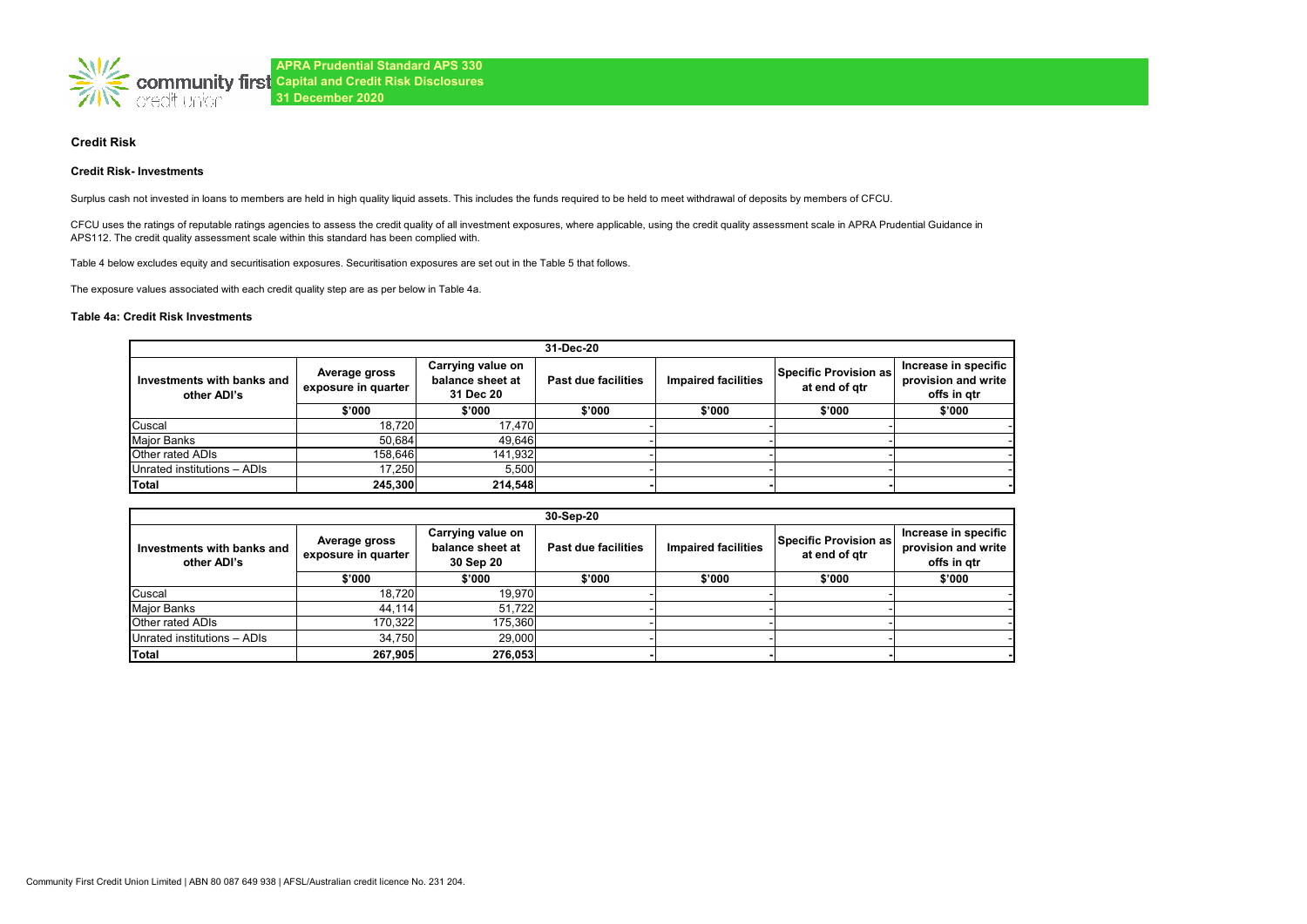**APRA Prudential Standard APS 330**
**Capital and Credit Risk Disclosures**
**31 December 2020**

### Credit Risk

#### Credit Risk- Investments

Surplus cash not invested in loans to members are held in high quality liquid assets. This includes the funds required to be held to meet withdrawal of deposits by members of CFCU.

CFCU uses the ratings of reputable ratings agencies to assess the credit quality of all investment exposures, where applicable, using the credit quality assessment scale in APRA Prudential Guidance in APS112. The credit quality assessment scale within this standard has been complied with.

Table 4 below excludes equity and securitisation exposures. Securitisation exposures are set out in the Table 5 that follows.

The exposure values associated with each credit quality step are as per below in Table 4a.

**Table 4a: Credit Risk Investments**

| 31-Dec-20 | | | | | | |
|---|---|---|---|---|---|---|
| **Investments with banks and other ADI's** | **Average gross exposure in quarter** | **Carrying value on balance sheet at 31 Dec 20** | **Past due facilities** | **Impaired facilities** | **Specific Provision as at end of qtr** | **Increase in specific provision and write offs in qtr** |
| | **$'000** | **$'000** | **$'000** | **$'000** | **$'000** | **$'000** |
| Cuscal | 18,720 | 17,470 | - | - | - | - |
| Major Banks | 50,684 | 49,646 | - | - | - | - |
| Other rated ADIs | 158,646 | 141,932 | - | - | - | - |
| Unrated institutions – ADIs | 17,250 | 5,500 | - | - | - | - |
| **Total** | **245,300** | **214,548** | **-** | **-** | **-** | **-** |

| 30-Sep-20 | | | | | | |
|---|---|---|---|---|---|---|
| **Investments with banks and other ADI's** | **Average gross exposure in quarter** | **Carrying value on balance sheet at 30 Sep 20** | **Past due facilities** | **Impaired facilities** | **Specific Provision as at end of qtr** | **Increase in specific provision and write offs in qtr** |
| | **$'000** | **$'000** | **$'000** | **$'000** | **$'000** | **$'000** |
| Cuscal | 18,720 | 19,970 | - | - | - | - |
| Major Banks | 44,114 | 51,722 | - | - | - | - |
| Other rated ADIs | 170,322 | 175,360 | - | - | - | - |
| Unrated institutions – ADIs | 34,750 | 29,000 | - | - | - | - |
| **Total** | **267,905** | **276,053** | **-** | **-** | **-** | **-** |

Community First Credit Union Limited | ABN 80 087 649 938 | AFSL/Australian credit licence No. 231 204.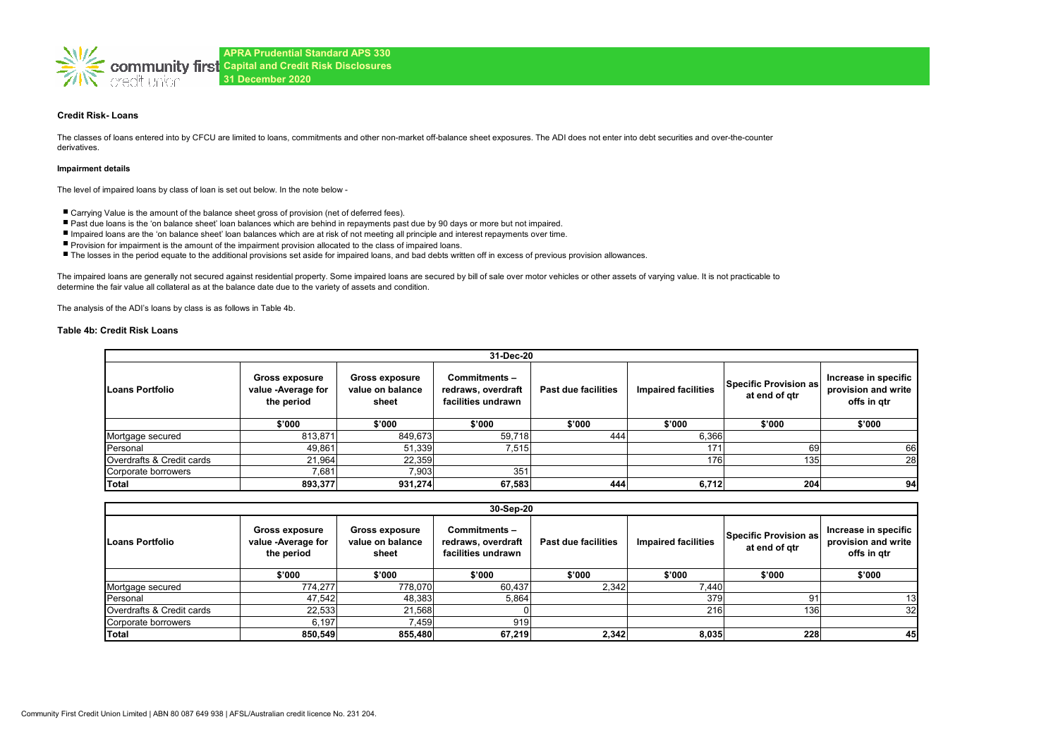APRA Prudential Standard APS 330
Capital and Credit Risk Disclosures
31 December 2020

### Credit Risk- Loans

The classes of loans entered into by CFCU are limited to loans, commitments and other non-market off-balance sheet exposures. The ADI does not enter into debt securities and over-the-counter derivatives.

#### Impairment details

The level of impaired loans by class of loan is set out below. In the note below -

- Carrying Value is the amount of the balance sheet gross of provision (net of deferred fees).
- Past due loans is the 'on balance sheet' loan balances which are behind in repayments past due by 90 days or more but not impaired.
- Impaired loans are the 'on balance sheet' loan balances which are at risk of not meeting all principle and interest repayments over time.
- Provision for impairment is the amount of the impairment provision allocated to the class of impaired loans.
- The losses in the period equate to the additional provisions set aside for impaired loans, and bad debts written off in excess of previous provision allowances.

The impaired loans are generally not secured against residential property. Some impaired loans are secured by bill of sale over motor vehicles or other assets of varying value. It is not practicable to determine the fair value all collateral as at the balance date due to the variety of assets and condition.

The analysis of the ADI's loans by class is as follows in Table 4b.

#### Table 4b: Credit Risk Loans

| 31-Dec-20 | | | | | | | |
|---|---|---|---|---|---|---|---|
| **Loans Portfolio** | **Gross exposure value -Average for the period** | **Gross exposure value on balance sheet** | **Commitments – redraws, overdraft facilities undrawn** | **Past due facilities** | **Impaired facilities** | **Specific Provision as at end of qtr** | **Increase in specific provision and write offs in qtr** |
| | **\$'000** | **\$'000** | **\$'000** | **\$'000** | **\$'000** | **\$'000** | **\$'000** |
| Mortgage secured | 813,871 | 849,673 | 59,718 | 444 | 6,366 | | |
| Personal | 49,861 | 51,339 | 7,515 | | 171 | 69 | 66 |
| Overdrafts & Credit cards | 21,964 | 22,359 | | | 176 | 135 | 28 |
| Corporate borrowers | 7,681 | 7,903 | 351 | | | | |
| **Total** | **893,377** | **931,274** | **67,583** | **444** | **6,712** | **204** | **94** |

| 30-Sep-20 | | | | | | | |
|---|---|---|---|---|---|---|---|
| **Loans Portfolio** | **Gross exposure value -Average for the period** | **Gross exposure value on balance sheet** | **Commitments – redraws, overdraft facilities undrawn** | **Past due facilities** | **Impaired facilities** | **Specific Provision as at end of qtr** | **Increase in specific provision and write offs in qtr** |
| | **\$'000** | **\$'000** | **\$'000** | **\$'000** | **\$'000** | **\$'000** | **\$'000** |
| Mortgage secured | 774,277 | 778,070 | 60,437 | 2,342 | 7,440 | | |
| Personal | 47,542 | 48,383 | 5,864 | | 379 | 91 | 13 |
| Overdrafts & Credit cards | 22,533 | 21,568 | 0 | | 216 | 136 | 32 |
| Corporate borrowers | 6,197 | 7,459 | 919 | | | | |
| **Total** | **850,549** | **855,480** | **67,219** | **2,342** | **8,035** | **228** | **45** |

Community First Credit Union Limited | ABN 80 087 649 938 | AFSL/Australian credit licence No. 231 204.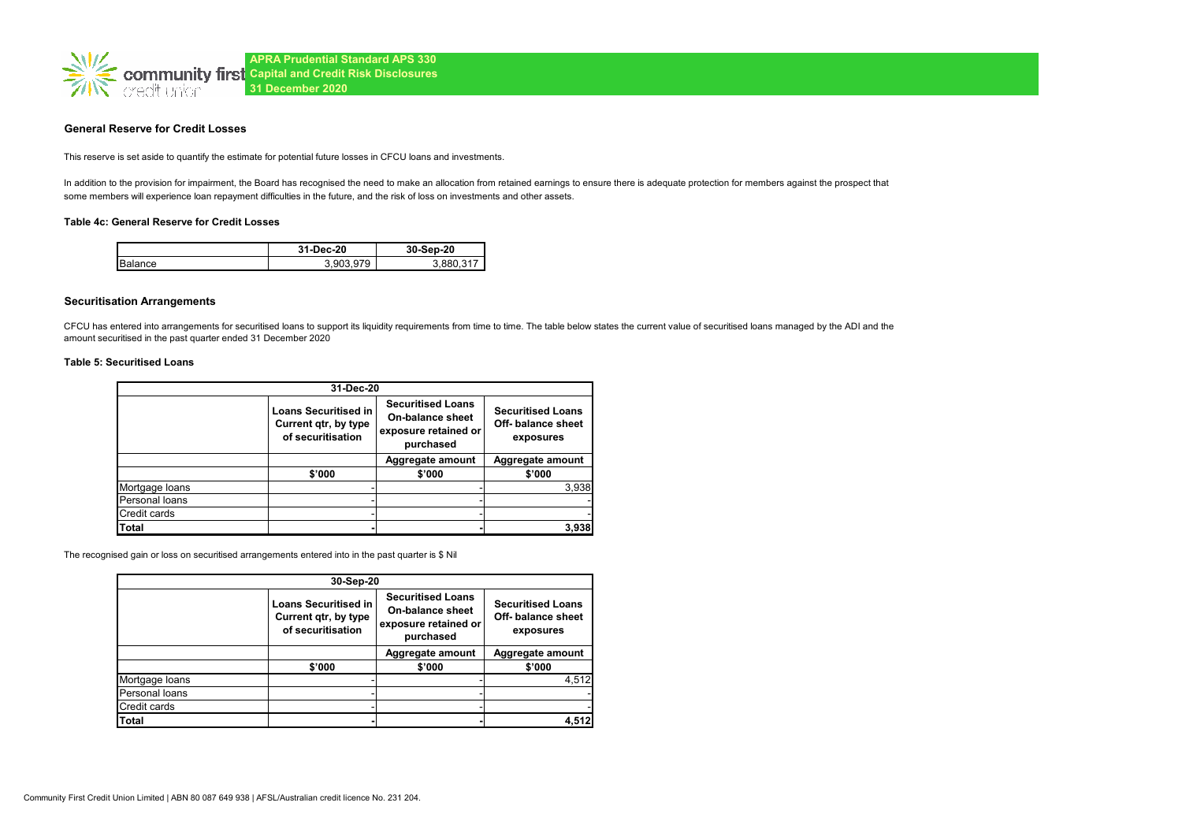## General Reserve for Credit Losses

This reserve is set aside to quantify the estimate for potential future losses in CFCU loans and investments.

In addition to the provision for impairment, the Board has recognised the need to make an allocation from retained earnings to ensure there is adequate protection for members against the prospect that some members will experience loan repayment difficulties in the future, and the risk of loss on investments and other assets.

### Table 4c: General Reserve for Credit Losses

| | 31-Dec-20 | 30-Sep-20 |
|---|---|---|
| Balance | 3,903,979 | 3,880,317 |

## Securitisation Arrangements

CFCU has entered into arrangements for securitised loans to support its liquidity requirements from time to time. The table below states the current value of securitised loans managed by the ADI and the amount securitised in the past quarter ended 31 December 2020

### Table 5: Securitised Loans

| 31-Dec-20 | | | |
|---|---|---|---|
| | Loans Securitised in Current qtr, by type of securitisation | Securitised Loans On-balance sheet exposure retained or purchased | Securitised Loans Off- balance sheet exposures |
| | | Aggregate amount | Aggregate amount |
| | $'000 | $'000 | $'000 |
| Mortgage loans | - | - | 3,938 |
| Personal loans | - | - | - |
| Credit cards | - | - | - |
| **Total** | **-** | **-** | **3,938** |

The recognised gain or loss on securitised arrangements entered into in the past quarter is $ Nil

| 30-Sep-20 | | | |
|---|---|---|---|
| | Loans Securitised in Current qtr, by type of securitisation | Securitised Loans On-balance sheet exposure retained or purchased | Securitised Loans Off- balance sheet exposures |
| | | Aggregate amount | Aggregate amount |
| | $'000 | $'000 | $'000 |
| Mortgage loans | - | - | 4,512 |
| Personal loans | - | - | - |
| Credit cards | - | - | - |
| **Total** | **-** | **-** | **4,512** |